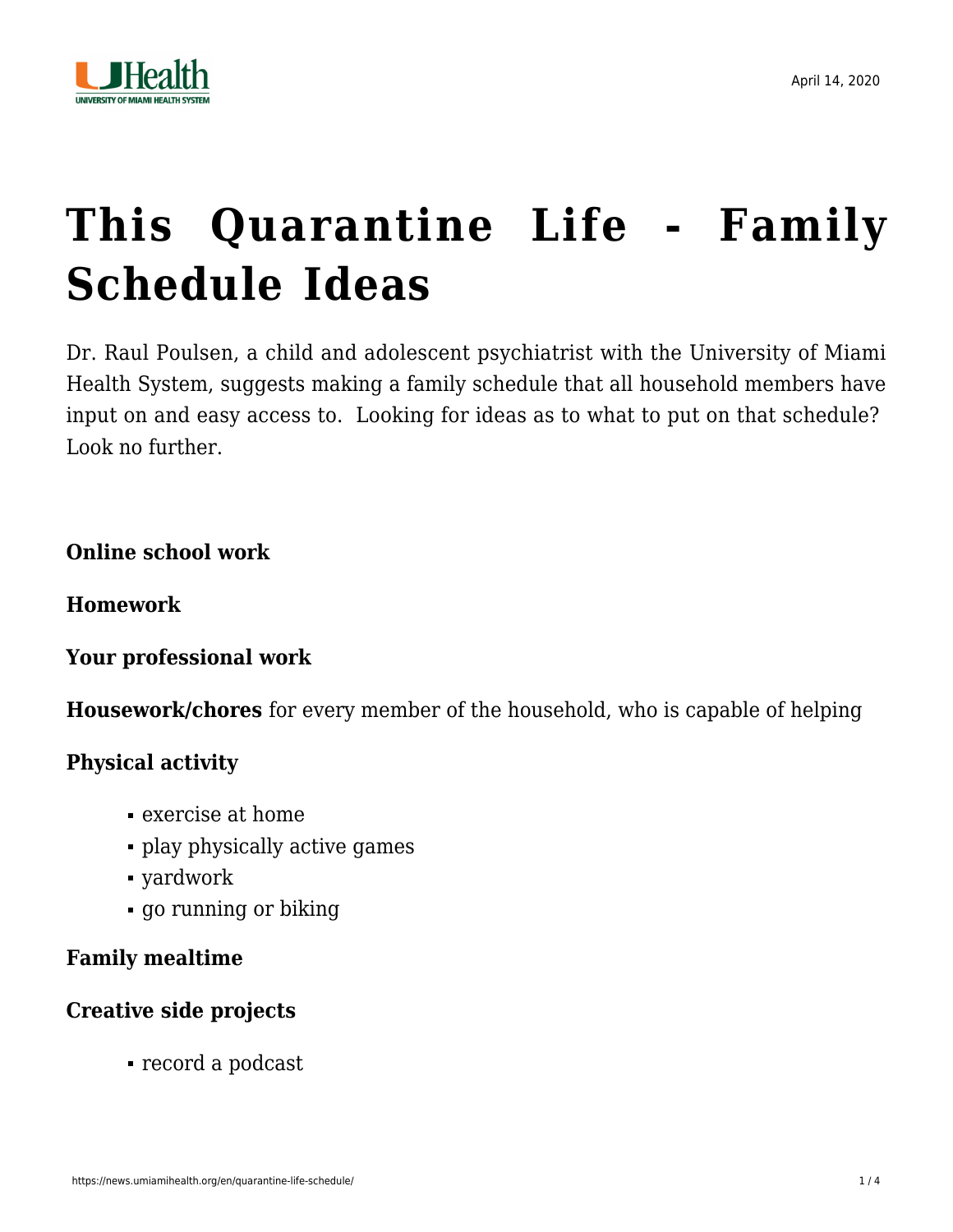# This Quarantine Life - Family Schedule Ideas

Dr. Raul Poulsen, a child and adolescent psychiatrist with the University of Miami Health System, suggests making a family schedule that all household members have input on and easy access to. Looking for ideas as to what to put on that schedule? Look no further.

**Online school work**

**Homework**

**Your professional work**

**Housework/chores** for every member of the household, who is capable of helping

**Physical activity**

- exercise at home
- play physically active games
- yardwork
- go running or biking

**Family mealtime**

**Creative side projects**

- record a podcast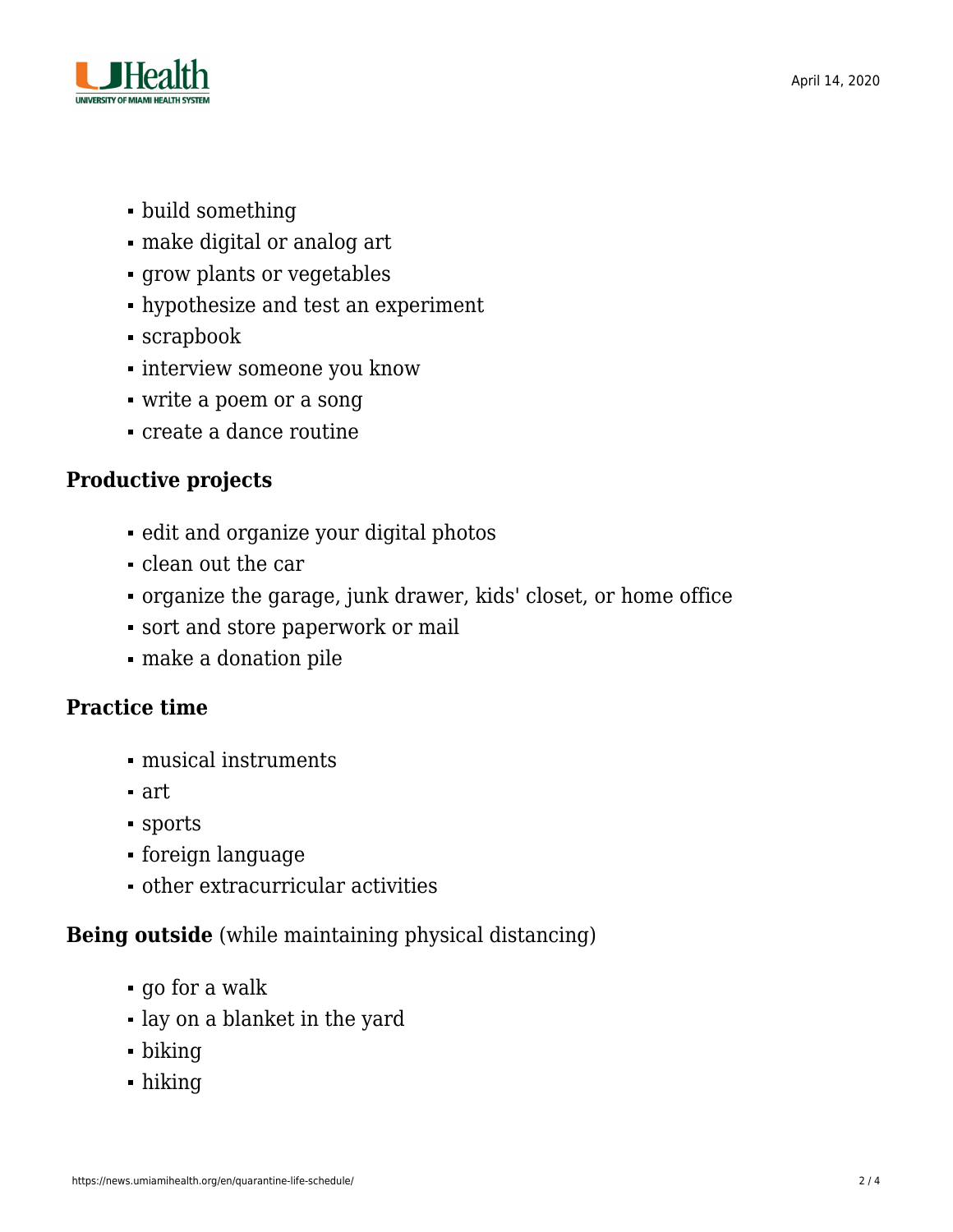- build something
- make digital or analog art
- grow plants or vegetables
- hypothesize and test an experiment
- scrapbook
- interview someone you know
- write a poem or a song
- create a dance routine

### Productive projects

- edit and organize your digital photos
- clean out the car
- organize the garage, junk drawer, kids' closet, or home office
- sort and store paperwork or mail
- make a donation pile

### Practice time

- musical instruments
- art
- sports
- foreign language
- other extracurricular activities

**Being outside** (while maintaining physical distancing)

- go for a walk
- lay on a blanket in the yard
- biking
- hiking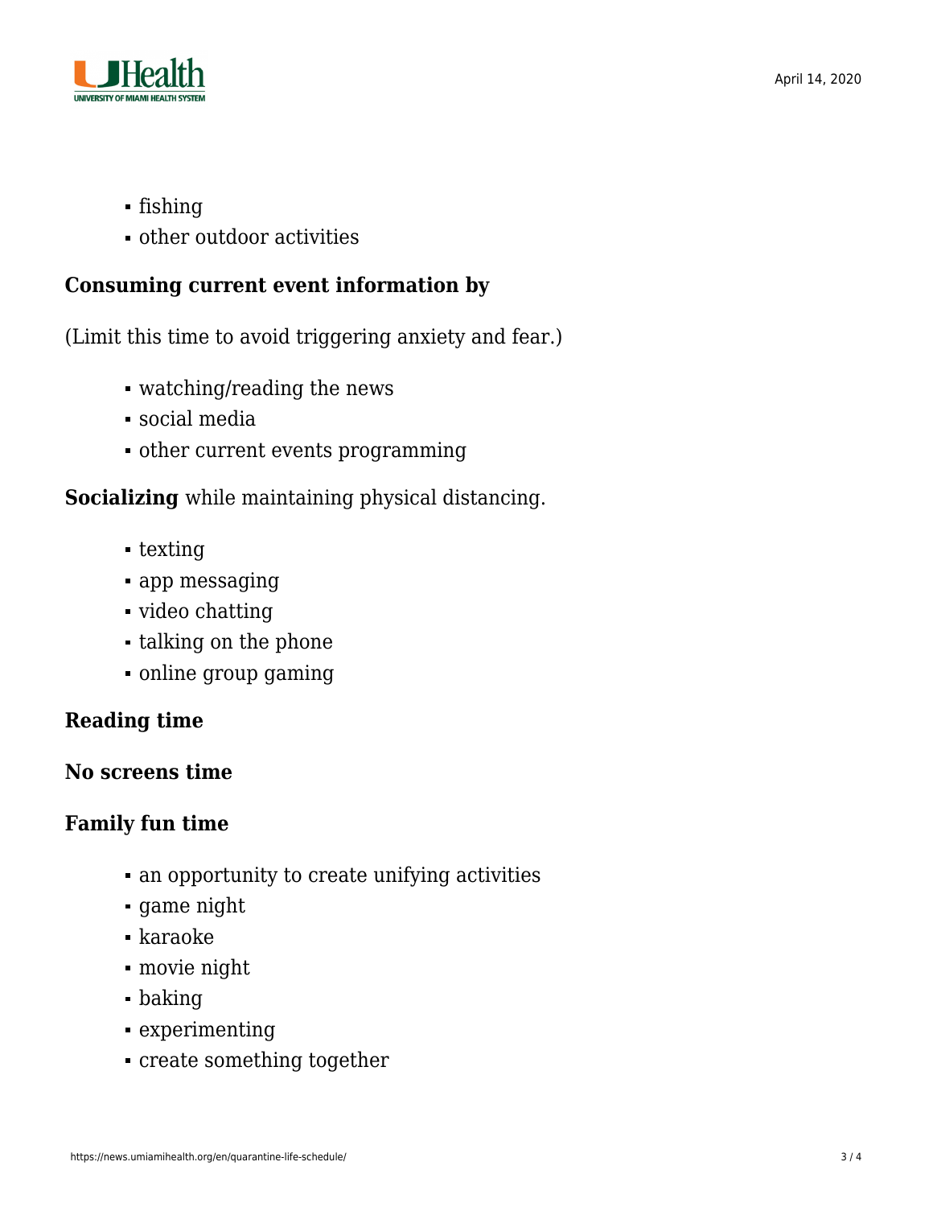- fishing
- other outdoor activities

### Consuming current event information by

(Limit this time to avoid triggering anxiety and fear.)

- watching/reading the news
- social media
- other current events programming

**Socializing** while maintaining physical distancing.

- texting
- app messaging
- video chatting
- talking on the phone
- online group gaming

### Reading time

### No screens time

### Family fun time

- an opportunity to create unifying activities
- game night
- karaoke
- movie night
- baking
- experimenting
- create something together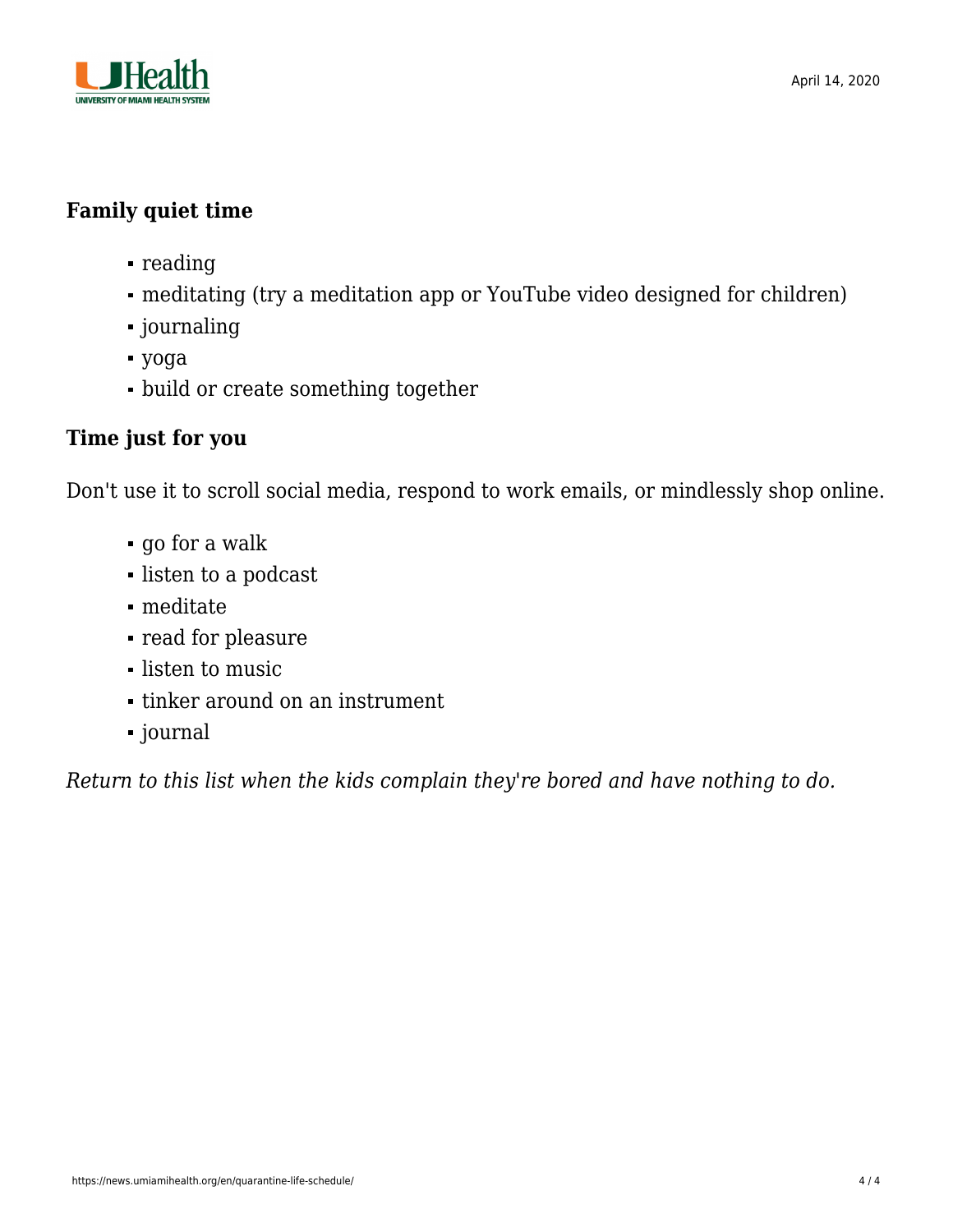### Family quiet time

- reading
- meditating (try a meditation app or YouTube video designed for children)
- journaling
- yoga
- build or create something together

### Time just for you

Don't use it to scroll social media, respond to work emails, or mindlessly shop online.

- go for a walk
- listen to a podcast
- meditate
- read for pleasure
- listen to music
- tinker around on an instrument
- journal

*Return to this list when the kids complain they're bored and have nothing to do.*